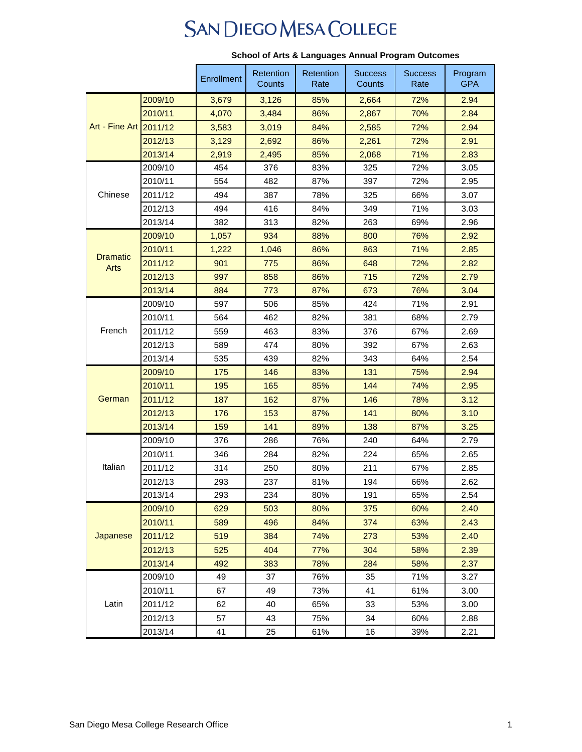# SAN DIEGO MESA COLLEGE

**School of Arts & Languages Annual Program Outcomes**

| | | Enrollment | Retention Counts | Retention Rate | Success Counts | Success Rate | Program GPA |
|---|---|---|---|---|---|---|---|
| Art - Fine Art | 2009/10 | 3,679 | 3,126 | 85% | 2,664 | 72% | 2.94 |
| | 2010/11 | 4,070 | 3,484 | 86% | 2,867 | 70% | 2.84 |
| | 2011/12 | 3,583 | 3,019 | 84% | 2,585 | 72% | 2.94 |
| | 2012/13 | 3,129 | 2,692 | 86% | 2,261 | 72% | 2.91 |
| | 2013/14 | 2,919 | 2,495 | 85% | 2,068 | 71% | 2.83 |
| Chinese | 2009/10 | 454 | 376 | 83% | 325 | 72% | 3.05 |
| | 2010/11 | 554 | 482 | 87% | 397 | 72% | 2.95 |
| | 2011/12 | 494 | 387 | 78% | 325 | 66% | 3.07 |
| | 2012/13 | 494 | 416 | 84% | 349 | 71% | 3.03 |
| | 2013/14 | 382 | 313 | 82% | 263 | 69% | 2.96 |
| Dramatic Arts | 2009/10 | 1,057 | 934 | 88% | 800 | 76% | 2.92 |
| | 2010/11 | 1,222 | 1,046 | 86% | 863 | 71% | 2.85 |
| | 2011/12 | 901 | 775 | 86% | 648 | 72% | 2.82 |
| | 2012/13 | 997 | 858 | 86% | 715 | 72% | 2.79 |
| | 2013/14 | 884 | 773 | 87% | 673 | 76% | 3.04 |
| French | 2009/10 | 597 | 506 | 85% | 424 | 71% | 2.91 |
| | 2010/11 | 564 | 462 | 82% | 381 | 68% | 2.79 |
| | 2011/12 | 559 | 463 | 83% | 376 | 67% | 2.69 |
| | 2012/13 | 589 | 474 | 80% | 392 | 67% | 2.63 |
| | 2013/14 | 535 | 439 | 82% | 343 | 64% | 2.54 |
| German | 2009/10 | 175 | 146 | 83% | 131 | 75% | 2.94 |
| | 2010/11 | 195 | 165 | 85% | 144 | 74% | 2.95 |
| | 2011/12 | 187 | 162 | 87% | 146 | 78% | 3.12 |
| | 2012/13 | 176 | 153 | 87% | 141 | 80% | 3.10 |
| | 2013/14 | 159 | 141 | 89% | 138 | 87% | 3.25 |
| Italian | 2009/10 | 376 | 286 | 76% | 240 | 64% | 2.79 |
| | 2010/11 | 346 | 284 | 82% | 224 | 65% | 2.65 |
| | 2011/12 | 314 | 250 | 80% | 211 | 67% | 2.85 |
| | 2012/13 | 293 | 237 | 81% | 194 | 66% | 2.62 |
| | 2013/14 | 293 | 234 | 80% | 191 | 65% | 2.54 |
| Japanese | 2009/10 | 629 | 503 | 80% | 375 | 60% | 2.40 |
| | 2010/11 | 589 | 496 | 84% | 374 | 63% | 2.43 |
| | 2011/12 | 519 | 384 | 74% | 273 | 53% | 2.40 |
| | 2012/13 | 525 | 404 | 77% | 304 | 58% | 2.39 |
| | 2013/14 | 492 | 383 | 78% | 284 | 58% | 2.37 |
| Latin | 2009/10 | 49 | 37 | 76% | 35 | 71% | 3.27 |
| | 2010/11 | 67 | 49 | 73% | 41 | 61% | 3.00 |
| | 2011/12 | 62 | 40 | 65% | 33 | 53% | 3.00 |
| | 2012/13 | 57 | 43 | 75% | 34 | 60% | 2.88 |
| | 2013/14 | 41 | 25 | 61% | 16 | 39% | 2.21 |

San Diego Mesa College Research Office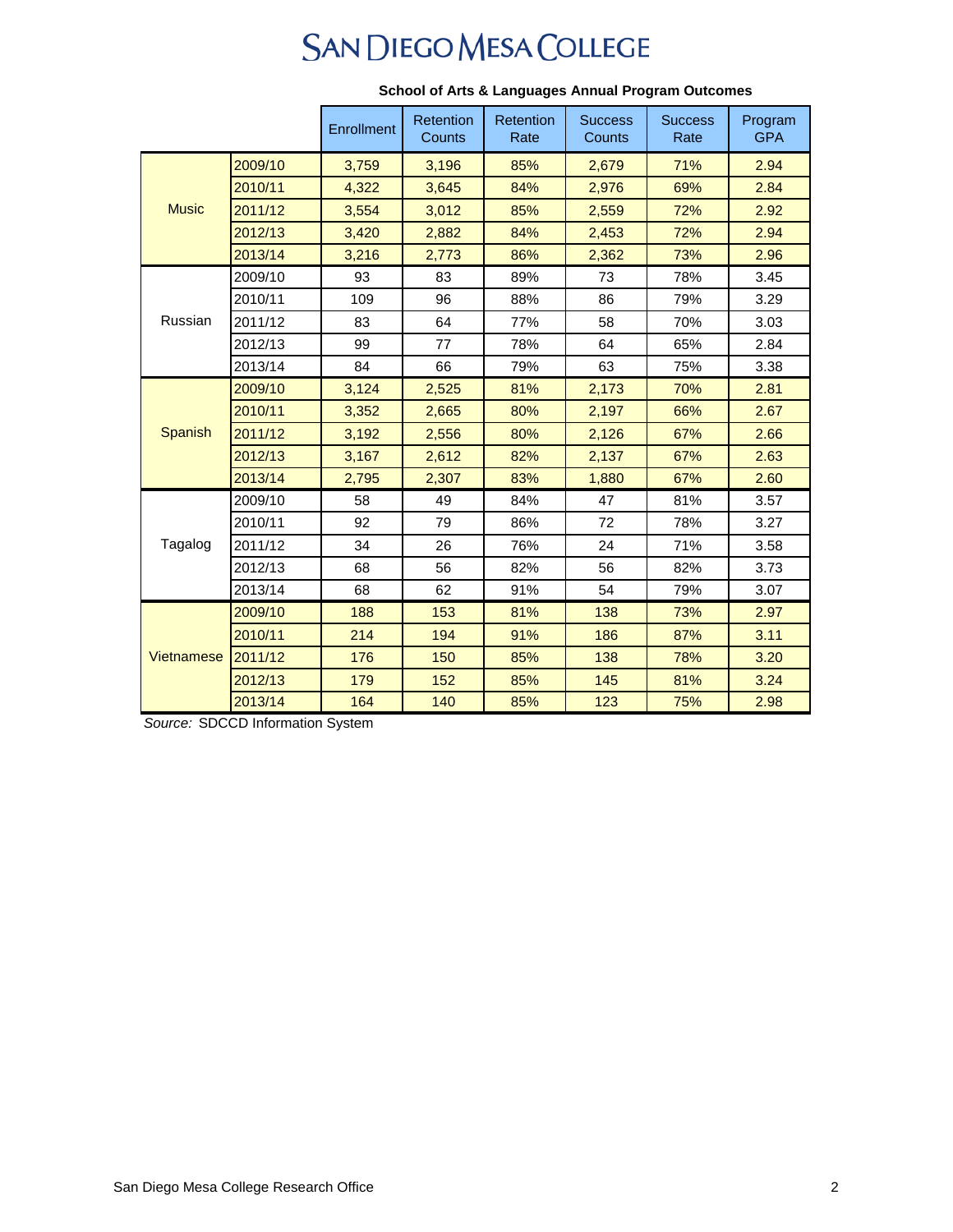# SAN DIEGO MESA COLLEGE

**School of Arts & Languages Annual Program Outcomes**

| | | Enrollment | Retention Counts | Retention Rate | Success Counts | Success Rate | Program GPA |
|---|---|---|---|---|---|---|---|
| Music | 2009/10 | 3,759 | 3,196 | 85% | 2,679 | 71% | 2.94 |
| | 2010/11 | 4,322 | 3,645 | 84% | 2,976 | 69% | 2.84 |
| | 2011/12 | 3,554 | 3,012 | 85% | 2,559 | 72% | 2.92 |
| | 2012/13 | 3,420 | 2,882 | 84% | 2,453 | 72% | 2.94 |
| | 2013/14 | 3,216 | 2,773 | 86% | 2,362 | 73% | 2.96 |
| Russian | 2009/10 | 93 | 83 | 89% | 73 | 78% | 3.45 |
| | 2010/11 | 109 | 96 | 88% | 86 | 79% | 3.29 |
| | 2011/12 | 83 | 64 | 77% | 58 | 70% | 3.03 |
| | 2012/13 | 99 | 77 | 78% | 64 | 65% | 2.84 |
| | 2013/14 | 84 | 66 | 79% | 63 | 75% | 3.38 |
| Spanish | 2009/10 | 3,124 | 2,525 | 81% | 2,173 | 70% | 2.81 |
| | 2010/11 | 3,352 | 2,665 | 80% | 2,197 | 66% | 2.67 |
| | 2011/12 | 3,192 | 2,556 | 80% | 2,126 | 67% | 2.66 |
| | 2012/13 | 3,167 | 2,612 | 82% | 2,137 | 67% | 2.63 |
| | 2013/14 | 2,795 | 2,307 | 83% | 1,880 | 67% | 2.60 |
| Tagalog | 2009/10 | 58 | 49 | 84% | 47 | 81% | 3.57 |
| | 2010/11 | 92 | 79 | 86% | 72 | 78% | 3.27 |
| | 2011/12 | 34 | 26 | 76% | 24 | 71% | 3.58 |
| | 2012/13 | 68 | 56 | 82% | 56 | 82% | 3.73 |
| | 2013/14 | 68 | 62 | 91% | 54 | 79% | 3.07 |
| Vietnamese | 2009/10 | 188 | 153 | 81% | 138 | 73% | 2.97 |
| | 2010/11 | 214 | 194 | 91% | 186 | 87% | 3.11 |
| | 2011/12 | 176 | 150 | 85% | 138 | 78% | 3.20 |
| | 2012/13 | 179 | 152 | 85% | 145 | 81% | 3.24 |
| | 2013/14 | 164 | 140 | 85% | 123 | 75% | 2.98 |

*Source:* SDCCD Information System